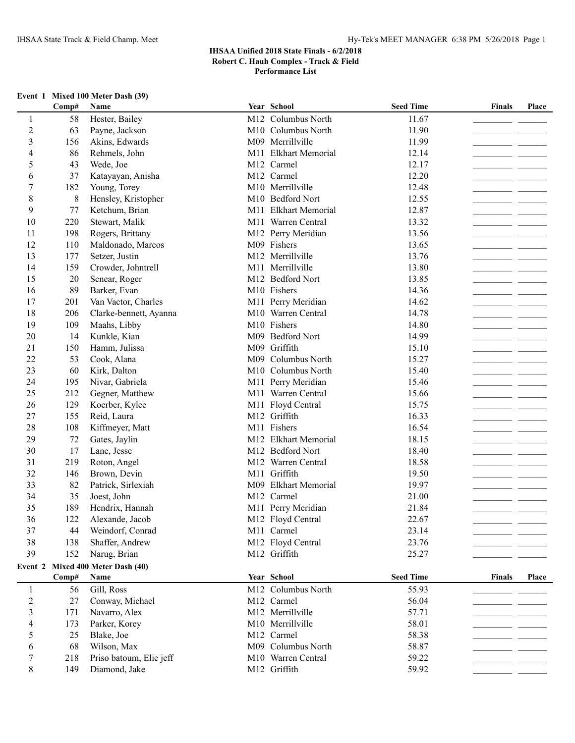IHSAA State Track & Field Champ. Meet

## IHSAA Unified 2018 State Finals - 6/2/2018
**Robert C. Hauh Complex - Track & Field**
**Performance List**

### Event 1 Mixed 100 Meter Dash (39)

| | Comp# | Name | Year | School | Seed Time | Finals | Place |
|---|---|---|---|---|---|---|---|
| 1 | 58 | Hester, Bailey | M12 | Columbus North | 11.67 | | |
| 2 | 63 | Payne, Jackson | M10 | Columbus North | 11.90 | | |
| 3 | 156 | Akins, Edwards | M09 | Merrillville | 11.99 | | |
| 4 | 86 | Rehmels, John | M11 | Elkhart Memorial | 12.14 | | |
| 5 | 43 | Wede, Joe | M12 | Carmel | 12.17 | | |
| 6 | 37 | Katayayan, Anisha | M12 | Carmel | 12.20 | | |
| 7 | 182 | Young, Torey | M10 | Merrillville | 12.48 | | |
| 8 | 8 | Hensley, Kristopher | M10 | Bedford Nort | 12.55 | | |
| 9 | 77 | Ketchum, Brian | M11 | Elkhart Memorial | 12.87 | | |
| 10 | 220 | Stewart, Malik | M11 | Warren Central | 13.32 | | |
| 11 | 198 | Rogers, Brittany | M12 | Perry Meridian | 13.56 | | |
| 12 | 110 | Maldonado, Marcos | M09 | Fishers | 13.65 | | |
| 13 | 177 | Setzer, Justin | M12 | Merrillville | 13.76 | | |
| 14 | 159 | Crowder, Johntrell | M11 | Merrillville | 13.80 | | |
| 15 | 20 | Scnear, Roger | M12 | Bedford Nort | 13.85 | | |
| 16 | 89 | Barker, Evan | M10 | Fishers | 14.36 | | |
| 17 | 201 | Van Vactor, Charles | M11 | Perry Meridian | 14.62 | | |
| 18 | 206 | Clarke-bennett, Ayanna | M10 | Warren Central | 14.78 | | |
| 19 | 109 | Maahs, Libby | M10 | Fishers | 14.80 | | |
| 20 | 14 | Kunkle, Kian | M09 | Bedford Nort | 14.99 | | |
| 21 | 150 | Hamm, Julissa | M09 | Griffith | 15.10 | | |
| 22 | 53 | Cook, Alana | M09 | Columbus North | 15.27 | | |
| 23 | 60 | Kirk, Dalton | M10 | Columbus North | 15.40 | | |
| 24 | 195 | Nivar, Gabriela | M11 | Perry Meridian | 15.46 | | |
| 25 | 212 | Gegner, Matthew | M11 | Warren Central | 15.66 | | |
| 26 | 129 | Koerber, Kylee | M11 | Floyd Central | 15.75 | | |
| 27 | 155 | Reid, Laura | M12 | Griffith | 16.33 | | |
| 28 | 108 | Kiffmeyer, Matt | M11 | Fishers | 16.54 | | |
| 29 | 72 | Gates, Jaylin | M12 | Elkhart Memorial | 18.15 | | |
| 30 | 17 | Lane, Jesse | M12 | Bedford Nort | 18.40 | | |
| 31 | 219 | Roton, Angel | M12 | Warren Central | 18.58 | | |
| 32 | 146 | Brown, Devin | M11 | Griffith | 19.50 | | |
| 33 | 82 | Patrick, Sirlexiah | M09 | Elkhart Memorial | 19.97 | | |
| 34 | 35 | Joest, John | M12 | Carmel | 21.00 | | |
| 35 | 189 | Hendrix, Hannah | M11 | Perry Meridian | 21.84 | | |
| 36 | 122 | Alexande, Jacob | M12 | Floyd Central | 22.67 | | |
| 37 | 44 | Weindorf, Conrad | M11 | Carmel | 23.14 | | |
| 38 | 138 | Shaffer, Andrew | M12 | Floyd Central | 23.76 | | |
| 39 | 152 | Narug, Brian | M12 | Griffith | 25.27 | | |

### Event 2 Mixed 400 Meter Dash (40)

| | Comp# | Name | Year | School | Seed Time | Finals | Place |
|---|---|---|---|---|---|---|---|
| 1 | 56 | Gill, Ross | M12 | Columbus North | 55.93 | | |
| 2 | 27 | Conway, Michael | M12 | Carmel | 56.04 | | |
| 3 | 171 | Navarro, Alex | M12 | Merrillville | 57.71 | | |
| 4 | 173 | Parker, Korey | M10 | Merrillville | 58.01 | | |
| 5 | 25 | Blake, Joe | M12 | Carmel | 58.38 | | |
| 6 | 68 | Wilson, Max | M09 | Columbus North | 58.87 | | |
| 7 | 218 | Priso batoum, Elie jeff | M10 | Warren Central | 59.22 | | |
| 8 | 149 | Diamond, Jake | M12 | Griffith | 59.92 | | |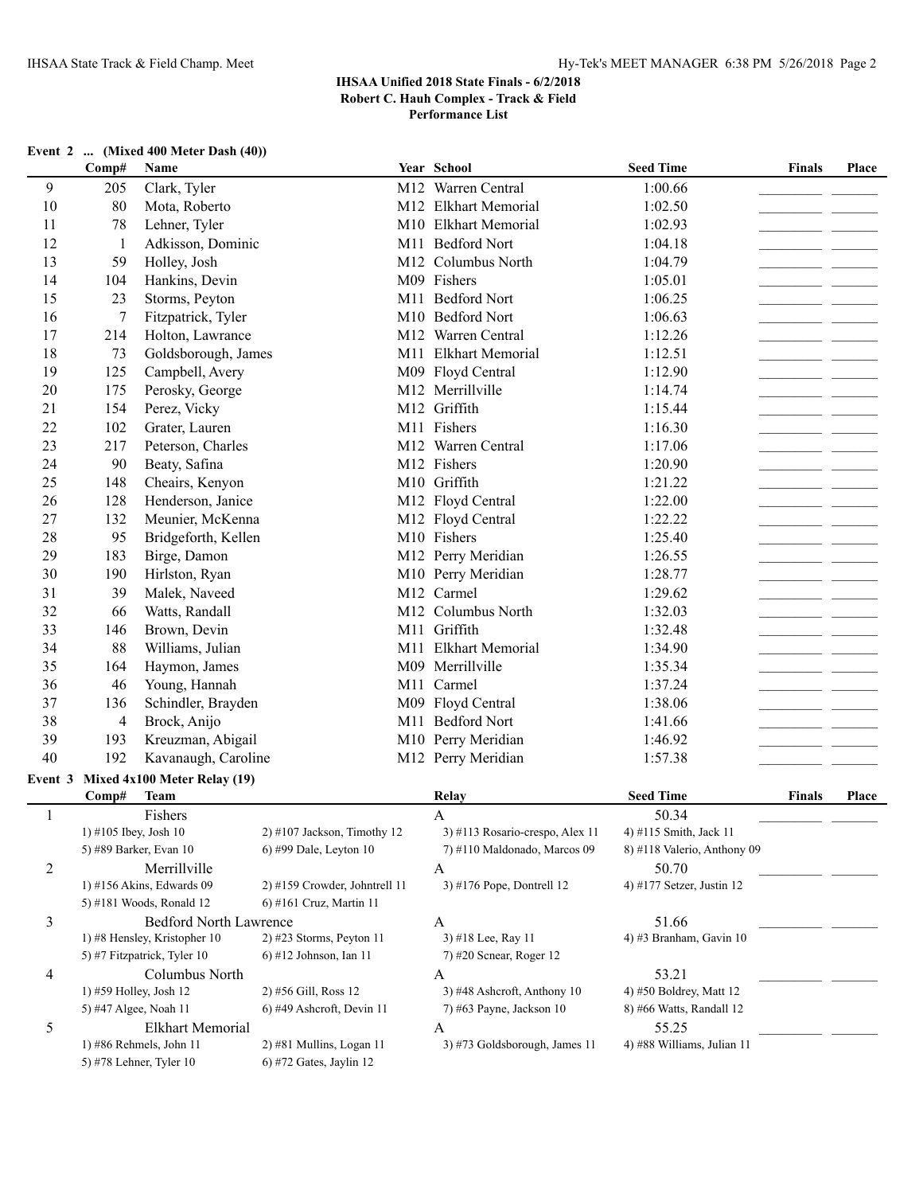## IHSAA Unified 2018 State Finals - 6/2/2018
## Robert C. Hauh Complex - Track & Field
## Performance List

**Event 2 ... (Mixed 400 Meter Dash (40))**

| | Comp# | Name | Year | School | Seed Time | Finals | Place |
|---|---|---|---|---|---|---|---|
| 9 | 205 | Clark, Tyler | M12 | Warren Central | 1:00.66 | | |
| 10 | 80 | Mota, Roberto | M12 | Elkhart Memorial | 1:02.50 | | |
| 11 | 78 | Lehner, Tyler | M10 | Elkhart Memorial | 1:02.93 | | |
| 12 | 1 | Adkisson, Dominic | M11 | Bedford Nort | 1:04.18 | | |
| 13 | 59 | Holley, Josh | M12 | Columbus North | 1:04.79 | | |
| 14 | 104 | Hankins, Devin | M09 | Fishers | 1:05.01 | | |
| 15 | 23 | Storms, Peyton | M11 | Bedford Nort | 1:06.25 | | |
| 16 | 7 | Fitzpatrick, Tyler | M10 | Bedford Nort | 1:06.63 | | |
| 17 | 214 | Holton, Lawrance | M12 | Warren Central | 1:12.26 | | |
| 18 | 73 | Goldsborough, James | M11 | Elkhart Memorial | 1:12.51 | | |
| 19 | 125 | Campbell, Avery | M09 | Floyd Central | 1:12.90 | | |
| 20 | 175 | Perosky, George | M12 | Merrillville | 1:14.74 | | |
| 21 | 154 | Perez, Vicky | M12 | Griffith | 1:15.44 | | |
| 22 | 102 | Grater, Lauren | M11 | Fishers | 1:16.30 | | |
| 23 | 217 | Peterson, Charles | M12 | Warren Central | 1:17.06 | | |
| 24 | 90 | Beaty, Safina | M12 | Fishers | 1:20.90 | | |
| 25 | 148 | Cheairs, Kenyon | M10 | Griffith | 1:21.22 | | |
| 26 | 128 | Henderson, Janice | M12 | Floyd Central | 1:22.00 | | |
| 27 | 132 | Meunier, McKenna | M12 | Floyd Central | 1:22.22 | | |
| 28 | 95 | Bridgeforth, Kellen | M10 | Fishers | 1:25.40 | | |
| 29 | 183 | Birge, Damon | M12 | Perry Meridian | 1:26.55 | | |
| 30 | 190 | Hirlston, Ryan | M10 | Perry Meridian | 1:28.77 | | |
| 31 | 39 | Malek, Naveed | M12 | Carmel | 1:29.62 | | |
| 32 | 66 | Watts, Randall | M12 | Columbus North | 1:32.03 | | |
| 33 | 146 | Brown, Devin | M11 | Griffith | 1:32.48 | | |
| 34 | 88 | Williams, Julian | M11 | Elkhart Memorial | 1:34.90 | | |
| 35 | 164 | Haymon, James | M09 | Merrillville | 1:35.34 | | |
| 36 | 46 | Young, Hannah | M11 | Carmel | 1:37.24 | | |
| 37 | 136 | Schindler, Brayden | M09 | Floyd Central | 1:38.06 | | |
| 38 | 4 | Brock, Anijo | M11 | Bedford Nort | 1:41.66 | | |
| 39 | 193 | Kreuzman, Abigail | M10 | Perry Meridian | 1:46.92 | | |
| 40 | 192 | Kavanaugh, Caroline | M12 | Perry Meridian | 1:57.38 | | |

**Event 3 Mixed 4x100 Meter Relay (19)**

| | Team | | Relay | Seed Time | Finals | Place |
|---|---|---|---|---|---|---|
| 1 | Fishers | | A | 50.34 | | |
| | 1) #105 Ibey, Josh 10 | 2) #107 Jackson, Timothy 12 | 3) #113 Rosario-crespo, Alex 11 | 4) #115 Smith, Jack 11 | | |
| | 5) #89 Barker, Evan 10 | 6) #99 Dale, Leyton 10 | 7) #110 Maldonado, Marcos 09 | 8) #118 Valerio, Anthony 09 | | |
| 2 | Merrillville | | A | 50.70 | | |
| | 1) #156 Akins, Edwards 09 | 2) #159 Crowder, Johntrel 11 | 3) #176 Pope, Dontrell 12 | 4) #177 Setzer, Justin 12 | | |
| | 5) #181 Woods, Ronald 12 | 6) #161 Cruz, Martin 11 | | | | |
| 3 | Bedford North Lawrence | | A | 51.66 | | |
| | 1) #8 Hensley, Kristopher 10 | 2) #23 Storms, Peyton 11 | 3) #18 Lee, Ray 11 | 4) #3 Branham, Gavin 10 | | |
| | 5) #7 Fitzpatrick, Tyler 10 | 6) #12 Johnson, Ian 11 | 7) #20 Scnear, Roger 12 | | | |
| 4 | Columbus North | | A | 53.21 | | |
| | 1) #59 Holley, Josh 12 | 2) #56 Gill, Ross 12 | 3) #48 Ashcroft, Anthony 10 | 4) #50 Boldrey, Matt 12 | | |
| | 5) #47 Algee, Noah 11 | 6) #49 Ashcroft, Devin 11 | 7) #63 Payne, Jackson 10 | 8) #66 Watts, Randall 12 | | |
| 5 | Elkhart Memorial | | A | 55.25 | | |
| | 1) #86 Rehmels, John 11 | 2) #81 Mullins, Logan 11 | 3) #73 Goldsborough, James 11 | 4) #88 Williams, Julian 11 | | |
| | 5) #78 Lehner, Tyler 10 | 6) #72 Gates, Jaylin 12 | | | | |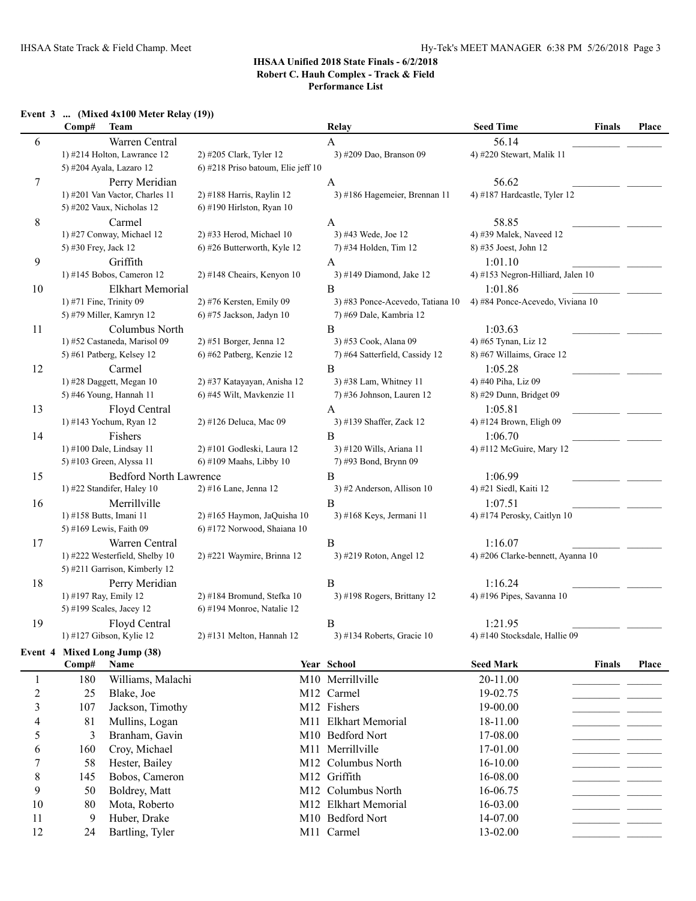## IHSAA Unified 2018 State Finals - 6/2/2018
### Robert C. Hauh Complex - Track & Field
### Performance List

**Event 3 ... (Mixed 4x100 Meter Relay (19))**

| Comp# | Team | Relay | Seed Time | Finals | Place |
|---|---|---|---|---|---|
| 6 | Warren Central | A | 56.14 | | |
| | 1) #214 Holton, Lawrance 12; 2) #205 Clark, Tyler 12; 3) #209 Dao, Branson 09; 4) #220 Stewart, Malik 11; 5) #204 Ayala, Lazaro 12; 6) #218 Priso batoum, Elie jeff 10 | | | | |
| 7 | Perry Meridian | A | 56.62 | | |
| | 1) #201 Van Vactor, Charles 11; 2) #188 Harris, Raylin 12; 3) #186 Hagemeier, Brennan 11; 4) #187 Hardcastle, Tyler 12; 5) #202 Vaux, Nicholas 12; 6) #190 Hirlston, Ryan 10 | | | | |
| 8 | Carmel | A | 58.85 | | |
| | 1) #27 Conway, Michael 12; 2) #33 Herod, Michael 10; 3) #43 Wede, Joe 12; 4) #39 Malek, Naveed 12; 5) #30 Frey, Jack 12; 6) #26 Butterworth, Kyle 12; 7) #34 Holden, Tim 12; 8) #35 Joest, John 12 | | | | |
| 9 | Griffith | A | 1:01.10 | | |
| | 1) #145 Bobos, Cameron 12; 2) #148 Cheairs, Kenyon 10; 3) #149 Diamond, Jake 12; 4) #153 Negron-Hilliard, Jalen 10 | | | | |
| 10 | Elkhart Memorial | B | 1:01.86 | | |
| | 1) #71 Fine, Trinity 09; 2) #76 Kersten, Emily 09; 3) #83 Ponce-Acevedo, Tatiana 10; 4) #84 Ponce-Acevedo, Viviana 10; 5) #79 Miller, Kamryn 12; 6) #75 Jackson, Jadyn 10; 7) #69 Dale, Kambria 12 | | | | |
| 11 | Columbus North | B | 1:03.63 | | |
| | 1) #52 Castaneda, Marisol 09; 2) #51 Borger, Jenna 12; 3) #53 Cook, Alana 09; 4) #65 Tynan, Liz 12; 5) #61 Patberg, Kelsey 12; 6) #62 Patberg, Kenzie 12; 7) #64 Satterfield, Cassidy 12; 8) #67 Willaims, Grace 12 | | | | |
| 12 | Carmel | B | 1:05.28 | | |
| | 1) #28 Daggett, Megan 10; 2) #37 Katayayan, Anisha 12; 3) #38 Lam, Whitney 11; 4) #40 Piha, Liz 09; 5) #46 Young, Hannah 11; 6) #45 Wilt, Mavkenzie 11; 7) #36 Johnson, Lauren 12; 8) #29 Dunn, Bridget 09 | | | | |
| 13 | Floyd Central | A | 1:05.81 | | |
| | 1) #143 Yochum, Ryan 12; 2) #126 Deluca, Mac 09; 3) #139 Shaffer, Zack 12; 4) #124 Brown, Eligh 09 | | | | |
| 14 | Fishers | B | 1:06.70 | | |
| | 1) #100 Dale, Lindsay 11; 2) #101 Godleski, Laura 12; 3) #120 Wills, Ariana 11; 4) #112 McGuire, Mary 12; 5) #103 Green, Alyssa 11; 6) #109 Maahs, Libby 10; 7) #93 Bond, Brynn 09 | | | | |
| 15 | Bedford North Lawrence | B | 1:06.99 | | |
| | 1) #22 Standifer, Haley 10; 2) #16 Lane, Jenna 12; 3) #2 Anderson, Allison 10; 4) #21 Siedl, Kaiti 12 | | | | |
| 16 | Merrillville | B | 1:07.51 | | |
| | 1) #158 Butts, Imani 11; 2) #165 Haymon, JaQuisha 10; 3) #168 Keys, Jermani 11; 4) #174 Perosky, Caitlyn 10; 5) #169 Lewis, Faith 09; 6) #172 Norwood, Shaiana 10 | | | | |
| 17 | Warren Central | B | 1:16.07 | | |
| | 1) #222 Westerfield, Shelby 10; 2) #221 Waymire, Brinna 12; 3) #219 Roton, Angel 12; 4) #206 Clarke-bennett, Ayanna 10; 5) #211 Garrison, Kimberly 12 | | | | |
| 18 | Perry Meridian | B | 1:16.24 | | |
| | 1) #197 Ray, Emily 12; 2) #184 Bromund, Stefka 10; 3) #198 Rogers, Brittany 12; 4) #196 Pipes, Savanna 10; 5) #199 Scales, Jacey 12; 6) #194 Monroe, Natalie 12 | | | | |
| 19 | Floyd Central | B | 1:21.95 | | |
| | 1) #127 Gibson, Kylie 12; 2) #131 Melton, Hannah 12; 3) #134 Roberts, Gracie 10; 4) #140 Stocksdale, Hallie 09 | | | | |

**Event 4 Mixed Long Jump (38)**

| | Comp# | Name | Year | School | Seed Mark | Finals | Place |
|---|---|---|---|---|---|---|---|
| 1 | 180 | Williams, Malachi | M10 | Merrillville | 20-11.00 | | |
| 2 | 25 | Blake, Joe | M12 | Carmel | 19-02.75 | | |
| 3 | 107 | Jackson, Timothy | M12 | Fishers | 19-00.00 | | |
| 4 | 81 | Mullins, Logan | M11 | Elkhart Memorial | 18-11.00 | | |
| 5 | 3 | Branham, Gavin | M10 | Bedford Nort | 17-08.00 | | |
| 6 | 160 | Croy, Michael | M11 | Merrillville | 17-01.00 | | |
| 7 | 58 | Hester, Bailey | M12 | Columbus North | 16-10.00 | | |
| 8 | 145 | Bobos, Cameron | M12 | Griffith | 16-08.00 | | |
| 9 | 50 | Boldrey, Matt | M12 | Columbus North | 16-06.75 | | |
| 10 | 80 | Mota, Roberto | M12 | Elkhart Memorial | 16-03.00 | | |
| 11 | 9 | Huber, Drake | M10 | Bedford Nort | 14-07.00 | | |
| 12 | 24 | Bartling, Tyler | M11 | Carmel | 13-02.00 | | |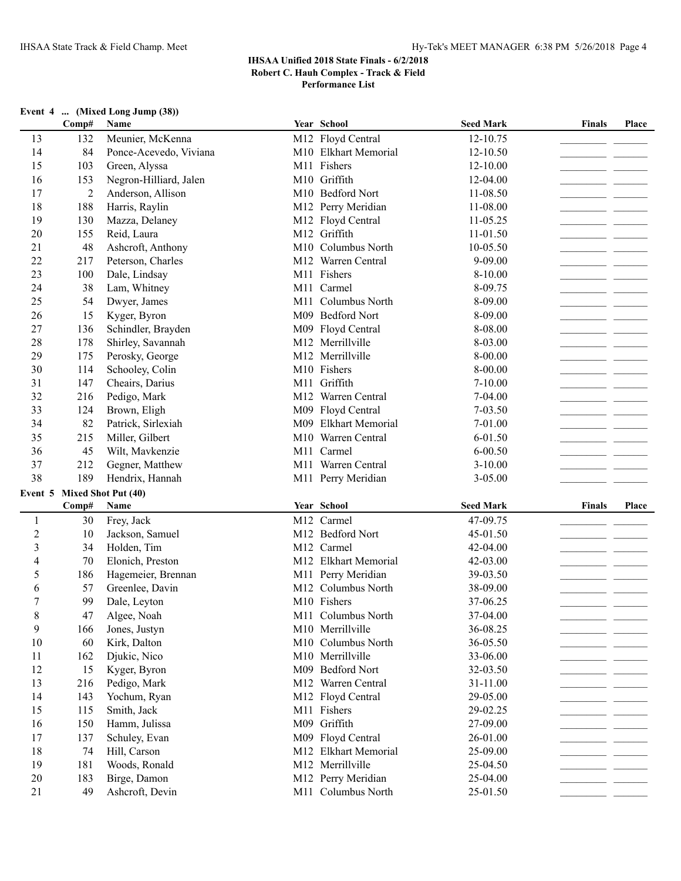# IHSAA Unified 2018 State Finals - 6/2/2018

**Robert C. Hauh Complex - Track & Field**

**Performance List**

**Event 4 ... (Mixed Long Jump (38))**

| | Comp# | Name | Year | School | Seed Mark | Finals | Place |
|---|---|---|---|---|---|---|---|
| 13 | 132 | Meunier, McKenna | M12 | Floyd Central | 12-10.75 | | |
| 14 | 84 | Ponce-Acevedo, Viviana | M10 | Elkhart Memorial | 12-10.50 | | |
| 15 | 103 | Green, Alyssa | M11 | Fishers | 12-10.00 | | |
| 16 | 153 | Negron-Hilliard, Jalen | M10 | Griffith | 12-04.00 | | |
| 17 | 2 | Anderson, Allison | M10 | Bedford Nort | 11-08.50 | | |
| 18 | 188 | Harris, Raylin | M12 | Perry Meridian | 11-08.00 | | |
| 19 | 130 | Mazza, Delaney | M12 | Floyd Central | 11-05.25 | | |
| 20 | 155 | Reid, Laura | M12 | Griffith | 11-01.50 | | |
| 21 | 48 | Ashcroft, Anthony | M10 | Columbus North | 10-05.50 | | |
| 22 | 217 | Peterson, Charles | M12 | Warren Central | 9-09.00 | | |
| 23 | 100 | Dale, Lindsay | M11 | Fishers | 8-10.00 | | |
| 24 | 38 | Lam, Whitney | M11 | Carmel | 8-09.75 | | |
| 25 | 54 | Dwyer, James | M11 | Columbus North | 8-09.00 | | |
| 26 | 15 | Kyger, Byron | M09 | Bedford Nort | 8-09.00 | | |
| 27 | 136 | Schindler, Brayden | M09 | Floyd Central | 8-08.00 | | |
| 28 | 178 | Shirley, Savannah | M12 | Merrillville | 8-03.00 | | |
| 29 | 175 | Perosky, George | M12 | Merrillville | 8-00.00 | | |
| 30 | 114 | Schooley, Colin | M10 | Fishers | 8-00.00 | | |
| 31 | 147 | Cheairs, Darius | M11 | Griffith | 7-10.00 | | |
| 32 | 216 | Pedigo, Mark | M12 | Warren Central | 7-04.00 | | |
| 33 | 124 | Brown, Eligh | M09 | Floyd Central | 7-03.50 | | |
| 34 | 82 | Patrick, Sirlexiah | M09 | Elkhart Memorial | 7-01.00 | | |
| 35 | 215 | Miller, Gilbert | M10 | Warren Central | 6-01.50 | | |
| 36 | 45 | Wilt, Mavkenzie | M11 | Carmel | 6-00.50 | | |
| 37 | 212 | Gegner, Matthew | M11 | Warren Central | 3-10.00 | | |
| 38 | 189 | Hendrix, Hannah | M11 | Perry Meridian | 3-05.00 | | |

**Event 5 Mixed Shot Put (40)**

| | Comp# | Name | Year | School | Seed Mark | Finals | Place |
|---|---|---|---|---|---|---|---|
| 1 | 30 | Frey, Jack | M12 | Carmel | 47-09.75 | | |
| 2 | 10 | Jackson, Samuel | M12 | Bedford Nort | 45-01.50 | | |
| 3 | 34 | Holden, Tim | M12 | Carmel | 42-04.00 | | |
| 4 | 70 | Elonich, Preston | M12 | Elkhart Memorial | 42-03.00 | | |
| 5 | 186 | Hagemeier, Brennan | M11 | Perry Meridian | 39-03.50 | | |
| 6 | 57 | Greenlee, Davin | M12 | Columbus North | 38-09.00 | | |
| 7 | 99 | Dale, Leyton | M10 | Fishers | 37-06.25 | | |
| 8 | 47 | Algee, Noah | M11 | Columbus North | 37-04.00 | | |
| 9 | 166 | Jones, Justyn | M10 | Merrillville | 36-08.25 | | |
| 10 | 60 | Kirk, Dalton | M10 | Columbus North | 36-05.50 | | |
| 11 | 162 | Djukic, Nico | M10 | Merrillville | 33-06.00 | | |
| 12 | 15 | Kyger, Byron | M09 | Bedford Nort | 32-03.50 | | |
| 13 | 216 | Pedigo, Mark | M12 | Warren Central | 31-11.00 | | |
| 14 | 143 | Yochum, Ryan | M12 | Floyd Central | 29-05.00 | | |
| 15 | 115 | Smith, Jack | M11 | Fishers | 29-02.25 | | |
| 16 | 150 | Hamm, Julissa | M09 | Griffith | 27-09.00 | | |
| 17 | 137 | Schuley, Evan | M09 | Floyd Central | 26-01.00 | | |
| 18 | 74 | Hill, Carson | M12 | Elkhart Memorial | 25-09.00 | | |
| 19 | 181 | Woods, Ronald | M12 | Merrillville | 25-04.50 | | |
| 20 | 183 | Birge, Damon | M12 | Perry Meridian | 25-04.00 | | |
| 21 | 49 | Ashcroft, Devin | M11 | Columbus North | 25-01.50 | | |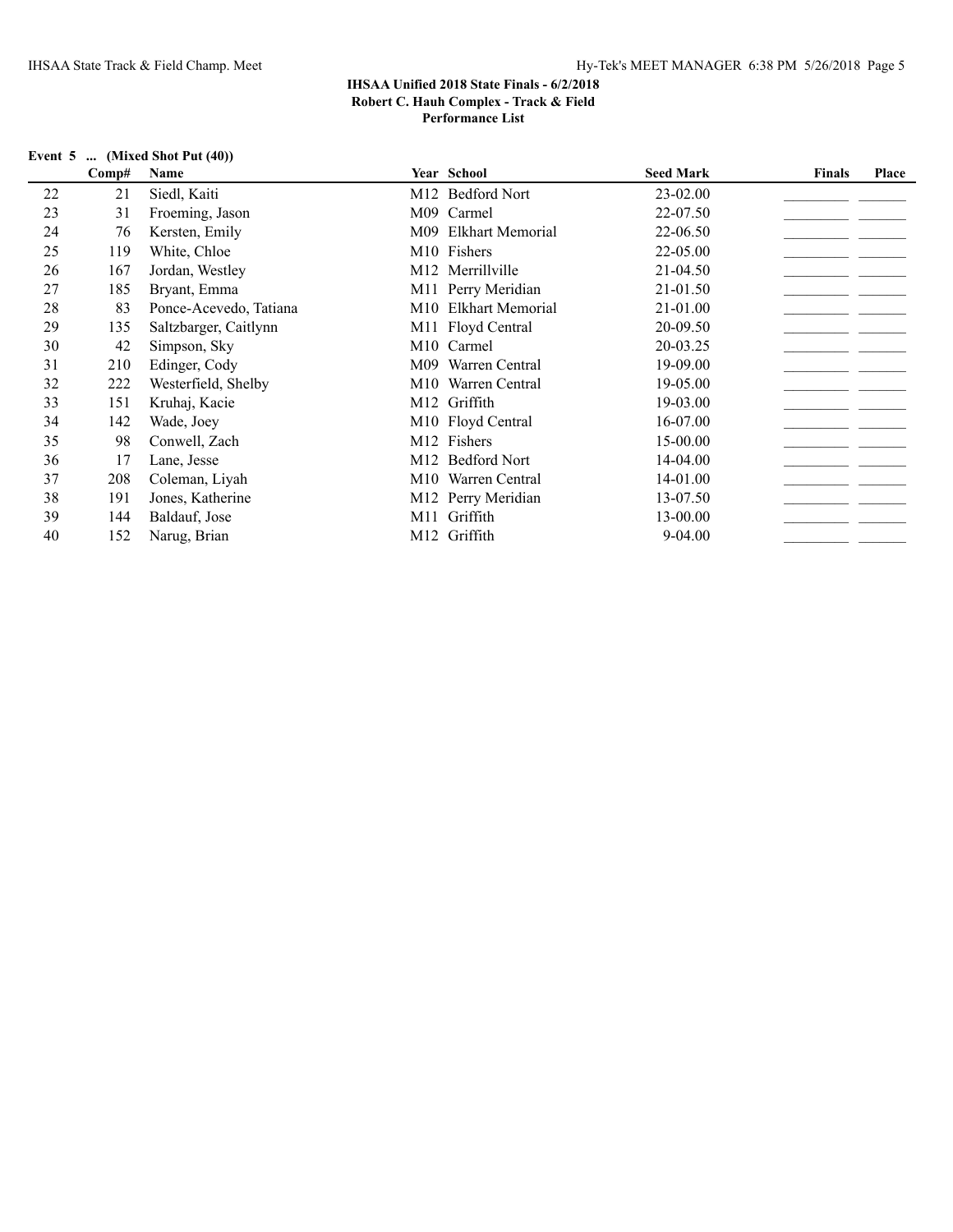### IHSAA Unified 2018 State Finals - 6/2/2018
### Robert C. Hauh Complex - Track & Field
### Performance List

**Event 5 ... (Mixed Shot Put (40))**

| | Comp# | Name | Year | School | Seed Mark | Finals | Place |
|---|---|---|---|---|---|---|---|
| 22 | 21 | Siedl, Kaiti | M12 | Bedford Nort | 23-02.00 | ________ | ______ |
| 23 | 31 | Froeming, Jason | M09 | Carmel | 22-07.50 | ________ | ______ |
| 24 | 76 | Kersten, Emily | M09 | Elkhart Memorial | 22-06.50 | ________ | ______ |
| 25 | 119 | White, Chloe | M10 | Fishers | 22-05.00 | ________ | ______ |
| 26 | 167 | Jordan, Westley | M12 | Merrillville | 21-04.50 | ________ | ______ |
| 27 | 185 | Bryant, Emma | M11 | Perry Meridian | 21-01.50 | ________ | ______ |
| 28 | 83 | Ponce-Acevedo, Tatiana | M10 | Elkhart Memorial | 21-01.00 | ________ | ______ |
| 29 | 135 | Saltzbarger, Caitlynn | M11 | Floyd Central | 20-09.50 | ________ | ______ |
| 30 | 42 | Simpson, Sky | M10 | Carmel | 20-03.25 | ________ | ______ |
| 31 | 210 | Edinger, Cody | M09 | Warren Central | 19-09.00 | ________ | ______ |
| 32 | 222 | Westerfield, Shelby | M10 | Warren Central | 19-05.00 | ________ | ______ |
| 33 | 151 | Kruhaj, Kacie | M12 | Griffith | 19-03.00 | ________ | ______ |
| 34 | 142 | Wade, Joey | M10 | Floyd Central | 16-07.00 | ________ | ______ |
| 35 | 98 | Conwell, Zach | M12 | Fishers | 15-00.00 | ________ | ______ |
| 36 | 17 | Lane, Jesse | M12 | Bedford Nort | 14-04.00 | ________ | ______ |
| 37 | 208 | Coleman, Liyah | M10 | Warren Central | 14-01.00 | ________ | ______ |
| 38 | 191 | Jones, Katherine | M12 | Perry Meridian | 13-07.50 | ________ | ______ |
| 39 | 144 | Baldauf, Jose | M11 | Griffith | 13-00.00 | ________ | ______ |
| 40 | 152 | Narug, Brian | M12 | Griffith | 9-04.00 | ________ | ______ |